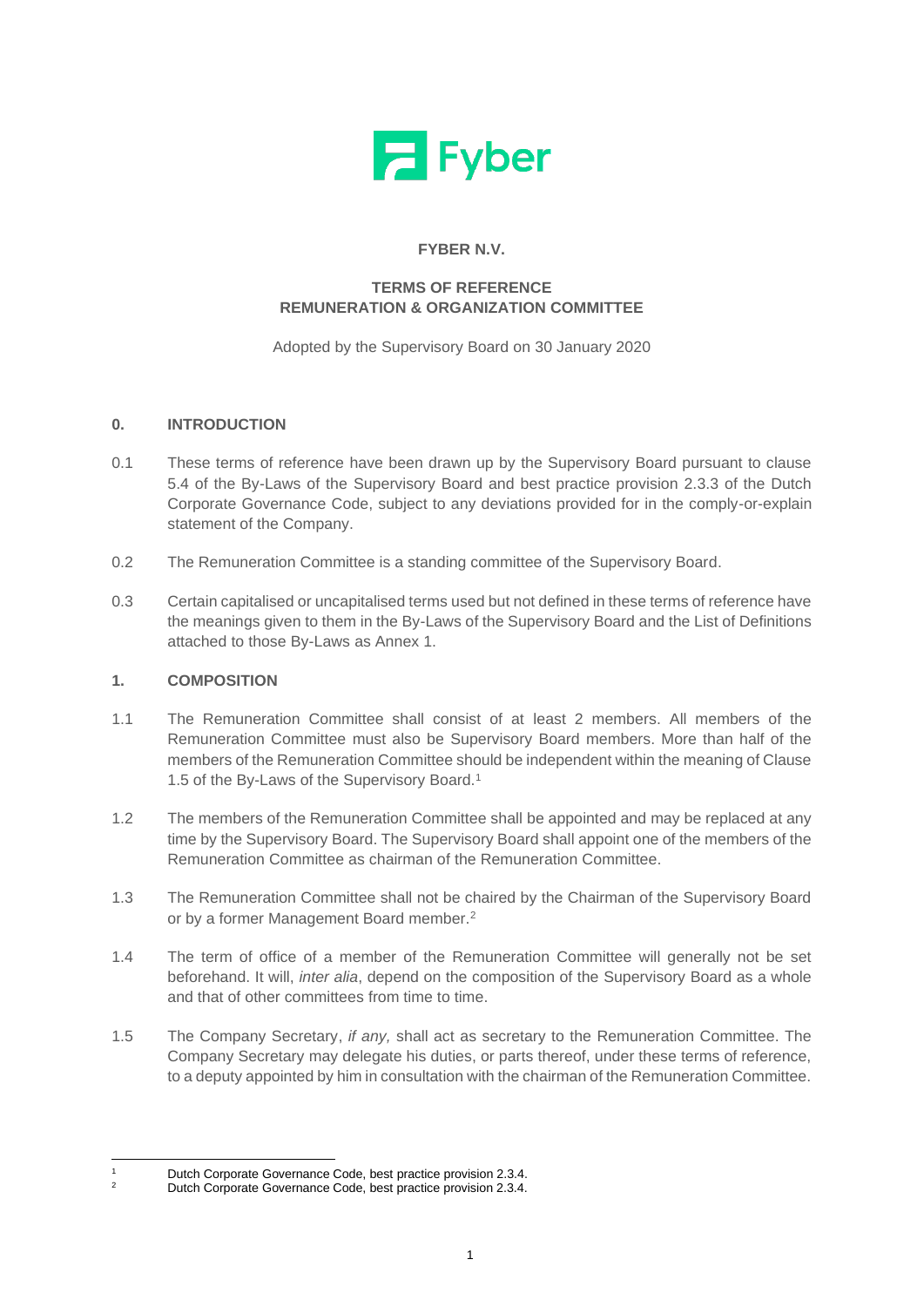**FYBER N.V.**

**TERMS OF REFERENCE**
**REMUNERATION & ORGANIZATION COMMITTEE**

Adopted by the Supervisory Board on 30 January 2020

## 0. INTRODUCTION

0.1 These terms of reference have been drawn up by the Supervisory Board pursuant to clause 5.4 of the By-Laws of the Supervisory Board and best practice provision 2.3.3 of the Dutch Corporate Governance Code, subject to any deviations provided for in the comply-or-explain statement of the Company.

0.2 The Remuneration Committee is a standing committee of the Supervisory Board.

0.3 Certain capitalised or uncapitalised terms used but not defined in these terms of reference have the meanings given to them in the By-Laws of the Supervisory Board and the List of Definitions attached to those By-Laws as Annex 1.

## 1. COMPOSITION

1.1 The Remuneration Committee shall consist of at least 2 members. All members of the Remuneration Committee must also be Supervisory Board members. More than half of the members of the Remuneration Committee should be independent within the meaning of Clause 1.5 of the By-Laws of the Supervisory Board.[1]

1.2 The members of the Remuneration Committee shall be appointed and may be replaced at any time by the Supervisory Board. The Supervisory Board shall appoint one of the members of the Remuneration Committee as chairman of the Remuneration Committee.

1.3 The Remuneration Committee shall not be chaired by the Chairman of the Supervisory Board or by a former Management Board member.[2]

1.4 The term of office of a member of the Remuneration Committee will generally not be set beforehand. It will, *inter alia*, depend on the composition of the Supervisory Board as a whole and that of other committees from time to time.

1.5 The Company Secretary, *if any,* shall act as secretary to the Remuneration Committee. The Company Secretary may delegate his duties, or parts thereof, under these terms of reference, to a deputy appointed by him in consultation with the chairman of the Remuneration Committee.

---

[1] Dutch Corporate Governance Code, best practice provision 2.3.4.

[2] Dutch Corporate Governance Code, best practice provision 2.3.4.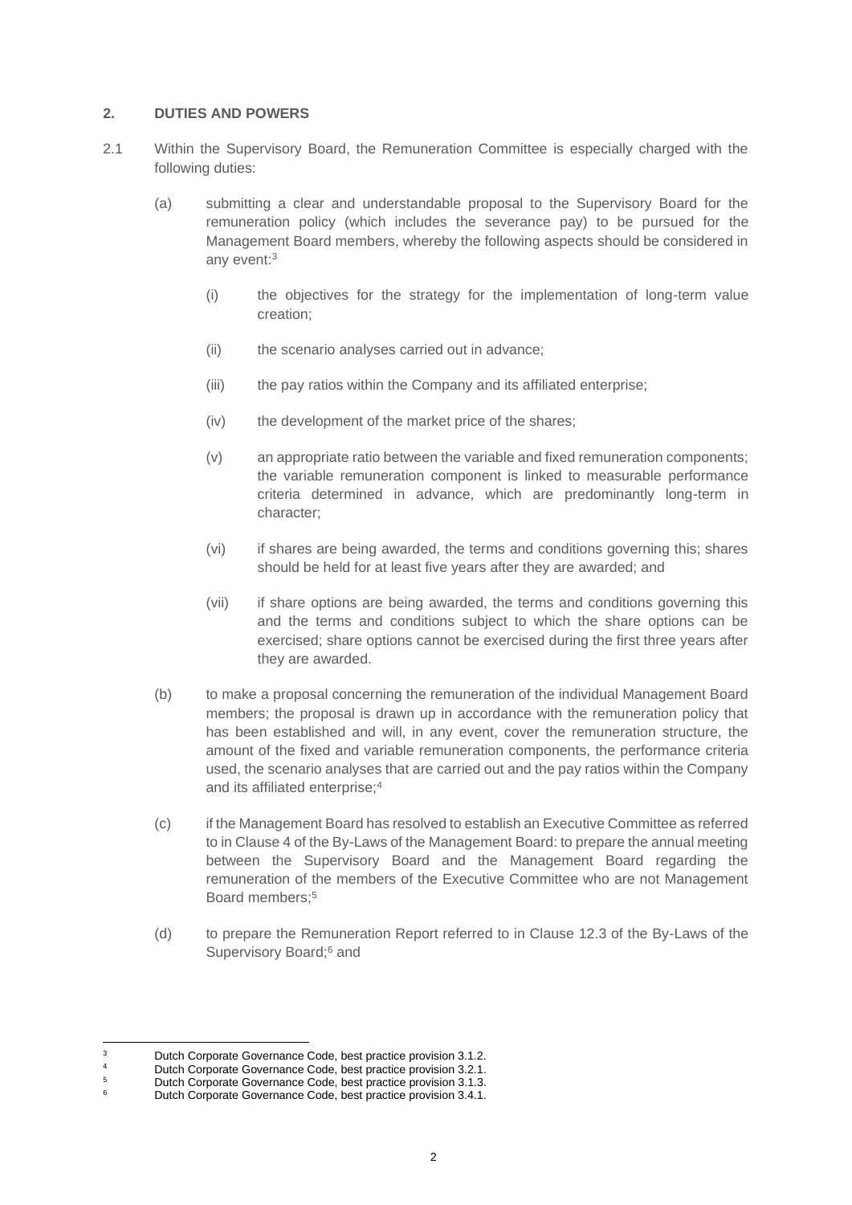## 2. DUTIES AND POWERS

2.1 Within the Supervisory Board, the Remuneration Committee is especially charged with the following duties:

(a) submitting a clear and understandable proposal to the Supervisory Board for the remuneration policy (which includes the severance pay) to be pursued for the Management Board members, whereby the following aspects should be considered in any event:[3]

(i) the objectives for the strategy for the implementation of long-term value creation;

(ii) the scenario analyses carried out in advance;

(iii) the pay ratios within the Company and its affiliated enterprise;

(iv) the development of the market price of the shares;

(v) an appropriate ratio between the variable and fixed remuneration components; the variable remuneration component is linked to measurable performance criteria determined in advance, which are predominantly long-term in character;

(vi) if shares are being awarded, the terms and conditions governing this; shares should be held for at least five years after they are awarded; and

(vii) if share options are being awarded, the terms and conditions governing this and the terms and conditions subject to which the share options can be exercised; share options cannot be exercised during the first three years after they are awarded.

(b) to make a proposal concerning the remuneration of the individual Management Board members; the proposal is drawn up in accordance with the remuneration policy that has been established and will, in any event, cover the remuneration structure, the amount of the fixed and variable remuneration components, the performance criteria used, the scenario analyses that are carried out and the pay ratios within the Company and its affiliated enterprise;[4]

(c) if the Management Board has resolved to establish an Executive Committee as referred to in Clause 4 of the By-Laws of the Management Board: to prepare the annual meeting between the Supervisory Board and the Management Board regarding the remuneration of the members of the Executive Committee who are not Management Board members;[5]

(d) to prepare the Remuneration Report referred to in Clause 12.3 of the By-Laws of the Supervisory Board;[6] and

---

[3] Dutch Corporate Governance Code, best practice provision 3.1.2.

[4] Dutch Corporate Governance Code, best practice provision 3.2.1.

[5] Dutch Corporate Governance Code, best practice provision 3.1.3.

[6] Dutch Corporate Governance Code, best practice provision 3.4.1.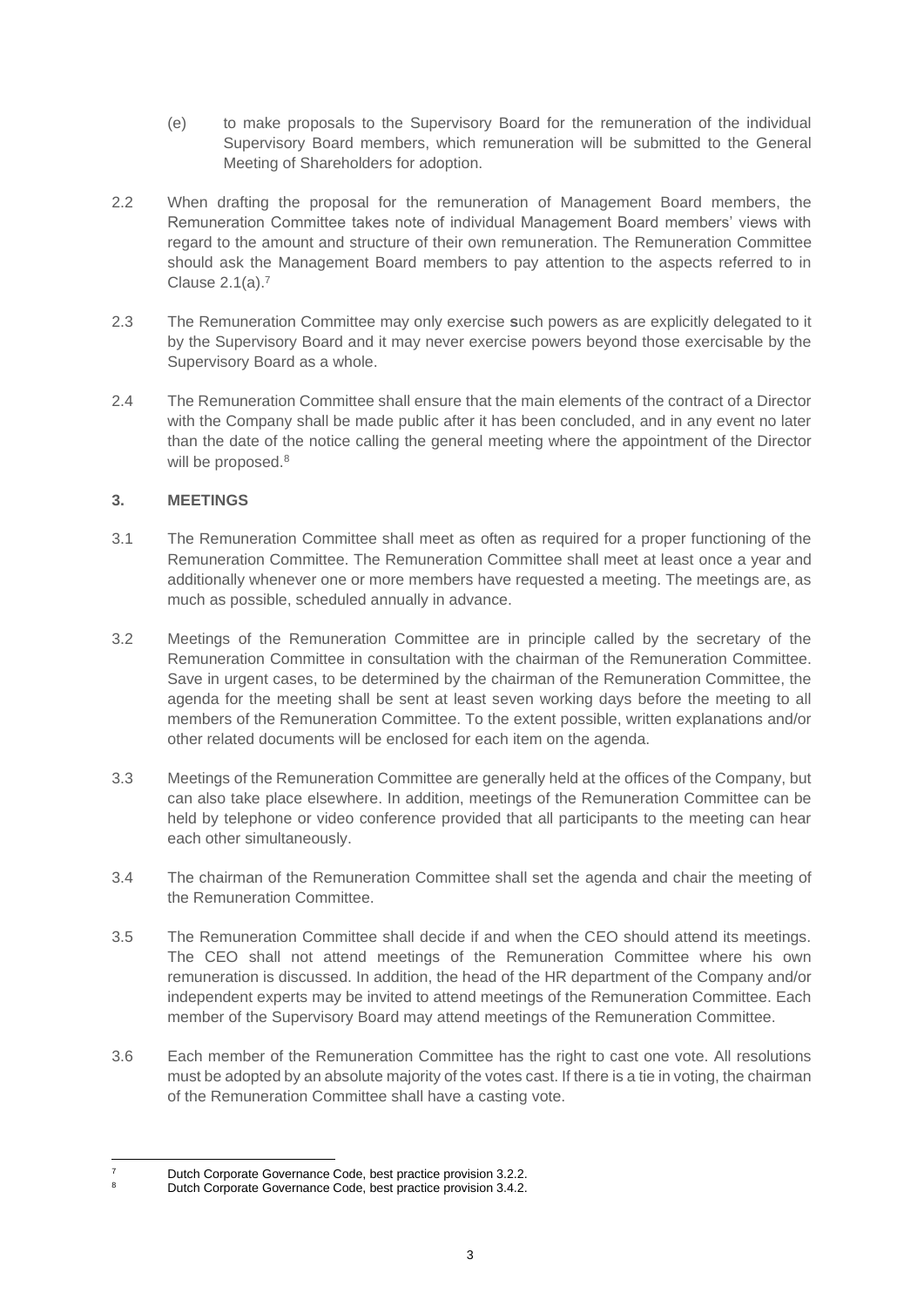(e) to make proposals to the Supervisory Board for the remuneration of the individual Supervisory Board members, which remuneration will be submitted to the General Meeting of Shareholders for adoption.

2.2 When drafting the proposal for the remuneration of Management Board members, the Remuneration Committee takes note of individual Management Board members' views with regard to the amount and structure of their own remuneration. The Remuneration Committee should ask the Management Board members to pay attention to the aspects referred to in Clause 2.1(a).[7]

2.3 The Remuneration Committee may only exercise **s**uch powers as are explicitly delegated to it by the Supervisory Board and it may never exercise powers beyond those exercisable by the Supervisory Board as a whole.

2.4 The Remuneration Committee shall ensure that the main elements of the contract of a Director with the Company shall be made public after it has been concluded, and in any event no later than the date of the notice calling the general meeting where the appointment of the Director will be proposed.[8]

### 3. MEETINGS

3.1 The Remuneration Committee shall meet as often as required for a proper functioning of the Remuneration Committee. The Remuneration Committee shall meet at least once a year and additionally whenever one or more members have requested a meeting. The meetings are, as much as possible, scheduled annually in advance.

3.2 Meetings of the Remuneration Committee are in principle called by the secretary of the Remuneration Committee in consultation with the chairman of the Remuneration Committee. Save in urgent cases, to be determined by the chairman of the Remuneration Committee, the agenda for the meeting shall be sent at least seven working days before the meeting to all members of the Remuneration Committee. To the extent possible, written explanations and/or other related documents will be enclosed for each item on the agenda.

3.3 Meetings of the Remuneration Committee are generally held at the offices of the Company, but can also take place elsewhere. In addition, meetings of the Remuneration Committee can be held by telephone or video conference provided that all participants to the meeting can hear each other simultaneously.

3.4 The chairman of the Remuneration Committee shall set the agenda and chair the meeting of the Remuneration Committee.

3.5 The Remuneration Committee shall decide if and when the CEO should attend its meetings. The CEO shall not attend meetings of the Remuneration Committee where his own remuneration is discussed. In addition, the head of the HR department of the Company and/or independent experts may be invited to attend meetings of the Remuneration Committee. Each member of the Supervisory Board may attend meetings of the Remuneration Committee.

3.6 Each member of the Remuneration Committee has the right to cast one vote. All resolutions must be adopted by an absolute majority of the votes cast. If there is a tie in voting, the chairman of the Remuneration Committee shall have a casting vote.

---

[7] Dutch Corporate Governance Code, best practice provision 3.2.2.

[8] Dutch Corporate Governance Code, best practice provision 3.4.2.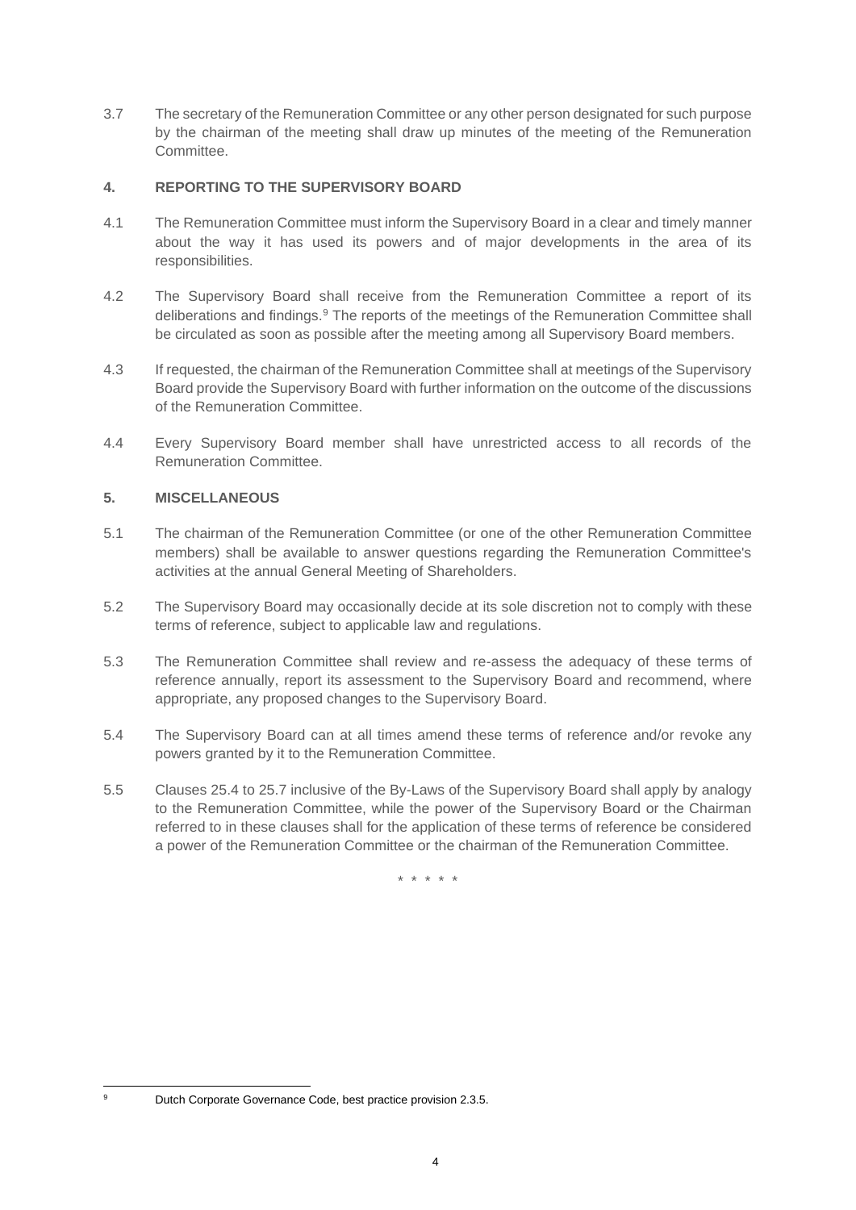3.7 The secretary of the Remuneration Committee or any other person designated for such purpose by the chairman of the meeting shall draw up minutes of the meeting of the Remuneration Committee.

## 4. REPORTING TO THE SUPERVISORY BOARD

4.1 The Remuneration Committee must inform the Supervisory Board in a clear and timely manner about the way it has used its powers and of major developments in the area of its responsibilities.

4.2 The Supervisory Board shall receive from the Remuneration Committee a report of its deliberations and findings.[9] The reports of the meetings of the Remuneration Committee shall be circulated as soon as possible after the meeting among all Supervisory Board members.

4.3 If requested, the chairman of the Remuneration Committee shall at meetings of the Supervisory Board provide the Supervisory Board with further information on the outcome of the discussions of the Remuneration Committee.

4.4 Every Supervisory Board member shall have unrestricted access to all records of the Remuneration Committee.

## 5. MISCELLANEOUS

5.1 The chairman of the Remuneration Committee (or one of the other Remuneration Committee members) shall be available to answer questions regarding the Remuneration Committee's activities at the annual General Meeting of Shareholders.

5.2 The Supervisory Board may occasionally decide at its sole discretion not to comply with these terms of reference, subject to applicable law and regulations.

5.3 The Remuneration Committee shall review and re-assess the adequacy of these terms of reference annually, report its assessment to the Supervisory Board and recommend, where appropriate, any proposed changes to the Supervisory Board.

5.4 The Supervisory Board can at all times amend these terms of reference and/or revoke any powers granted by it to the Remuneration Committee.

5.5 Clauses 25.4 to 25.7 inclusive of the By-Laws of the Supervisory Board shall apply by analogy to the Remuneration Committee, while the power of the Supervisory Board or the Chairman referred to in these clauses shall for the application of these terms of reference be considered a power of the Remuneration Committee or the chairman of the Remuneration Committee.

\* \* \* \* \*

---

[9] Dutch Corporate Governance Code, best practice provision 2.3.5.